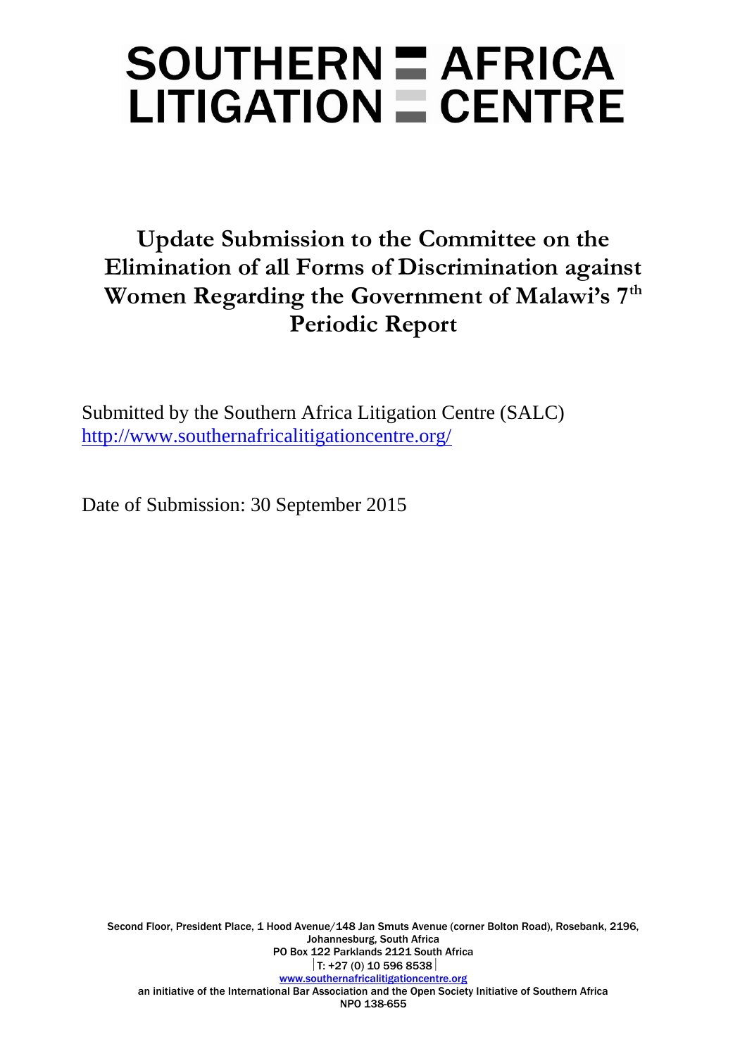# SOUTHERN AFRICA LITIGATION CENTRE

## Update Submission to the Committee on the Elimination of all Forms of Discrimination against Women Regarding the Government of Malawi's 7th Periodic Report

Submitted by the Southern Africa Litigation Centre (SALC)
http://www.southernafricalitigationcentre.org/

Date of Submission: 30 September 2015

Second Floor, President Place, 1 Hood Avenue/148 Jan Smuts Avenue (corner Bolton Road), Rosebank, 2196, Johannesburg, South Africa
PO Box 122 Parklands 2121 South Africa
T: +27 (0) 10 596 8538
www.southernafricalitigationcentre.org
an initiative of the International Bar Association and the Open Society Initiative of Southern Africa
NPO 138-655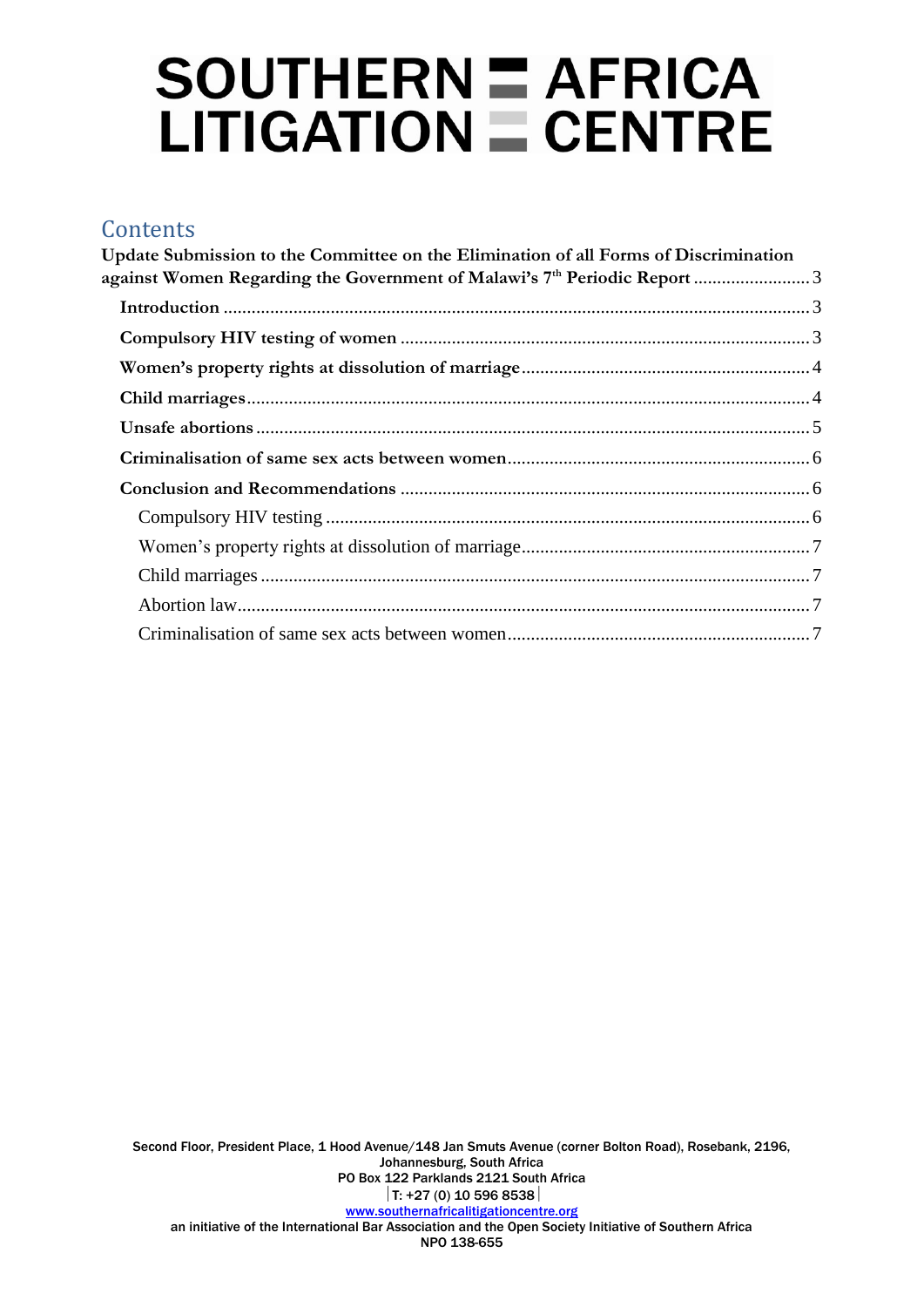# SOUTHERN AFRICA LITIGATION CENTRE

## Contents

**Update Submission to the Committee on the Elimination of all Forms of Discrimination against Women Regarding the Government of Malawi's 7[th] Periodic Report** ........................ 3

- **Introduction** ........................ 3
- **Compulsory HIV testing of women** ........................ 3
- **Women's property rights at dissolution of marriage** ........................ 4
- **Child marriages** ........................ 4
- **Unsafe abortions** ........................ 5
- **Criminalisation of same sex acts between women** ........................ 6
- **Conclusion and Recommendations** ........................ 6
  - Compulsory HIV testing ........................ 6
  - Women's property rights at dissolution of marriage ........................ 7
  - Child marriages ........................ 7
  - Abortion law ........................ 7
  - Criminalisation of same sex acts between women ........................ 7

Second Floor, President Place, 1 Hood Avenue/148 Jan Smuts Avenue (corner Bolton Road), Rosebank, 2196, Johannesburg, South Africa
PO Box 122 Parklands 2121 South Africa
T: +27 (0) 10 596 8538
www.southernafricalitigationcentre.org
an initiative of the International Bar Association and the Open Society Initiative of Southern Africa
NPO 138-655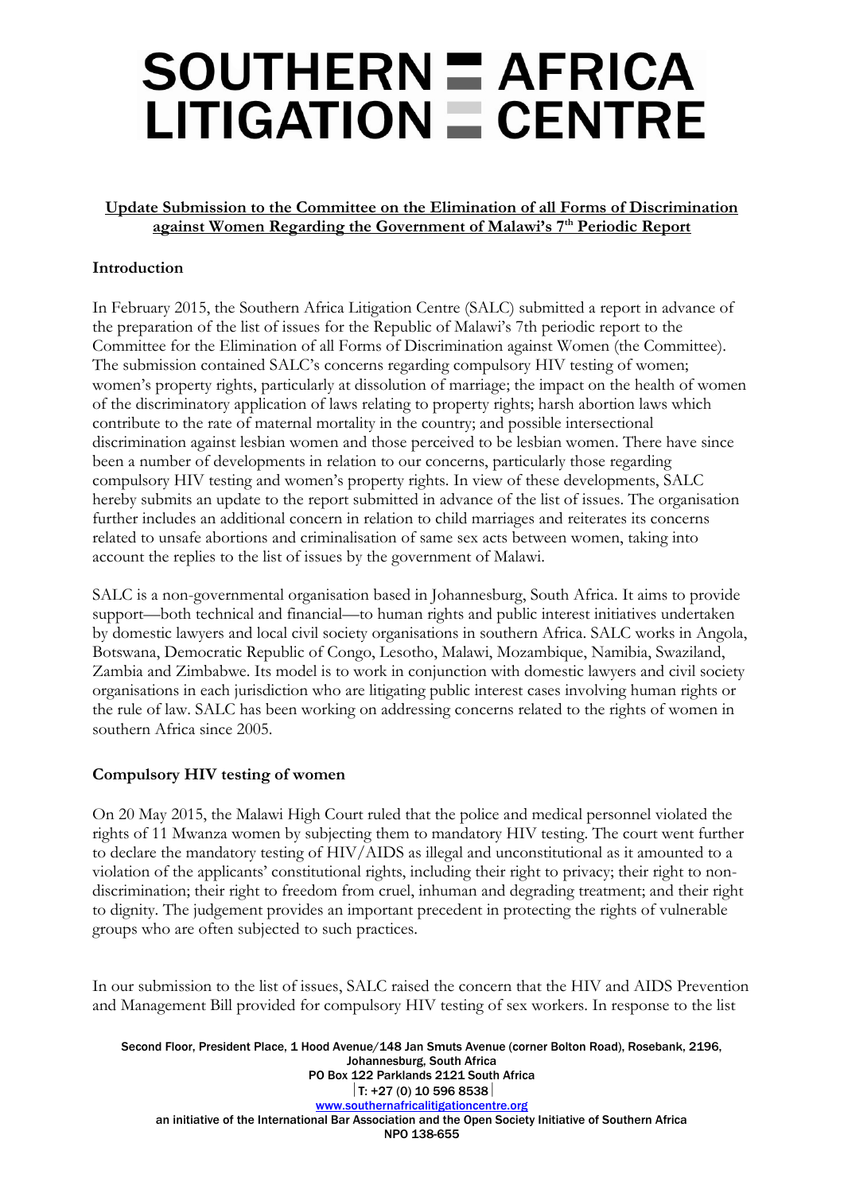# SOUTHERN AFRICA LITIGATION CENTRE

**Update Submission to the Committee on the Elimination of all Forms of Discrimination against Women Regarding the Government of Malawi's 7th Periodic Report**

## Introduction

In February 2015, the Southern Africa Litigation Centre (SALC) submitted a report in advance of the preparation of the list of issues for the Republic of Malawi's 7th periodic report to the Committee for the Elimination of all Forms of Discrimination against Women (the Committee). The submission contained SALC's concerns regarding compulsory HIV testing of women; women's property rights, particularly at dissolution of marriage; the impact on the health of women of the discriminatory application of laws relating to property rights; harsh abortion laws which contribute to the rate of maternal mortality in the country; and possible intersectional discrimination against lesbian women and those perceived to be lesbian women. There have since been a number of developments in relation to our concerns, particularly those regarding compulsory HIV testing and women's property rights. In view of these developments, SALC hereby submits an update to the report submitted in advance of the list of issues. The organisation further includes an additional concern in relation to child marriages and reiterates its concerns related to unsafe abortions and criminalisation of same sex acts between women, taking into account the replies to the list of issues by the government of Malawi.

SALC is a non-governmental organisation based in Johannesburg, South Africa. It aims to provide support—both technical and financial—to human rights and public interest initiatives undertaken by domestic lawyers and local civil society organisations in southern Africa. SALC works in Angola, Botswana, Democratic Republic of Congo, Lesotho, Malawi, Mozambique, Namibia, Swaziland, Zambia and Zimbabwe. Its model is to work in conjunction with domestic lawyers and civil society organisations in each jurisdiction who are litigating public interest cases involving human rights or the rule of law. SALC has been working on addressing concerns related to the rights of women in southern Africa since 2005.

## Compulsory HIV testing of women

On 20 May 2015, the Malawi High Court ruled that the police and medical personnel violated the rights of 11 Mwanza women by subjecting them to mandatory HIV testing. The court went further to declare the mandatory testing of HIV/AIDS as illegal and unconstitutional as it amounted to a violation of the applicants' constitutional rights, including their right to privacy; their right to non-discrimination; their right to freedom from cruel, inhuman and degrading treatment; and their right to dignity. The judgement provides an important precedent in protecting the rights of vulnerable groups who are often subjected to such practices.

In our submission to the list of issues, SALC raised the concern that the HIV and AIDS Prevention and Management Bill provided for compulsory HIV testing of sex workers. In response to the list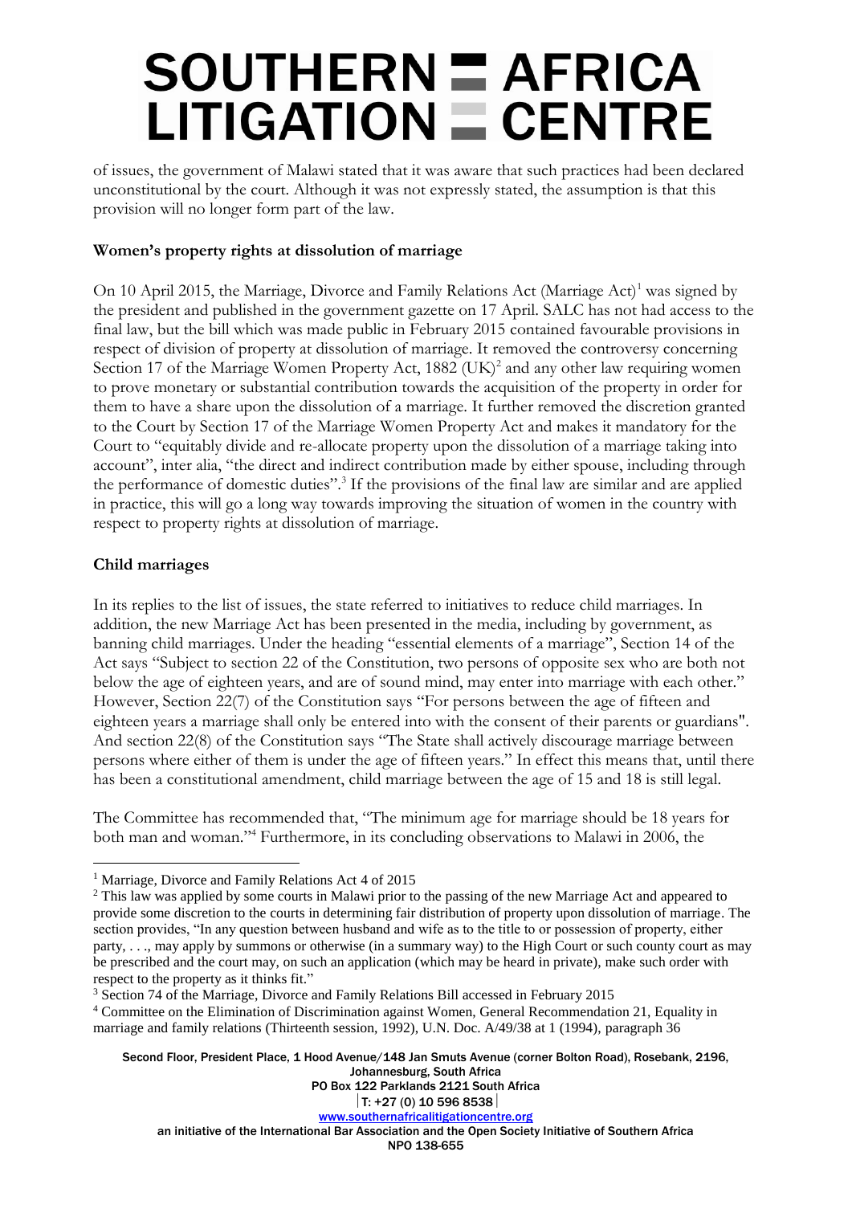of issues, the government of Malawi stated that it was aware that such practices had been declared unconstitutional by the court. Although it was not expressly stated, the assumption is that this provision will no longer form part of the law.

**Women's property rights at dissolution of marriage**

On 10 April 2015, the Marriage, Divorce and Family Relations Act (Marriage Act)[1] was signed by the president and published in the government gazette on 17 April. SALC has not had access to the final law, but the bill which was made public in February 2015 contained favourable provisions in respect of division of property at dissolution of marriage. It removed the controversy concerning Section 17 of the Marriage Women Property Act, 1882 (UK)[2] and any other law requiring women to prove monetary or substantial contribution towards the acquisition of the property in order for them to have a share upon the dissolution of a marriage. It further removed the discretion granted to the Court by Section 17 of the Marriage Women Property Act and makes it mandatory for the Court to "equitably divide and re-allocate property upon the dissolution of a marriage taking into account", inter alia, "the direct and indirect contribution made by either spouse, including through the performance of domestic duties".[3] If the provisions of the final law are similar and are applied in practice, this will go a long way towards improving the situation of women in the country with respect to property rights at dissolution of marriage.

**Child marriages**

In its replies to the list of issues, the state referred to initiatives to reduce child marriages. In addition, the new Marriage Act has been presented in the media, including by government, as banning child marriages. Under the heading "essential elements of a marriage", Section 14 of the Act says "Subject to section 22 of the Constitution, two persons of opposite sex who are both not below the age of eighteen years, and are of sound mind, may enter into marriage with each other." However, Section 22(7) of the Constitution says "For persons between the age of fifteen and eighteen years a marriage shall only be entered into with the consent of their parents or guardians". And section 22(8) of the Constitution says "The State shall actively discourage marriage between persons where either of them is under the age of fifteen years." In effect this means that, until there has been a constitutional amendment, child marriage between the age of 15 and 18 is still legal.

The Committee has recommended that, "The minimum age for marriage should be 18 years for both man and woman."[4] Furthermore, in its concluding observations to Malawi in 2006, the

---

[1] Marriage, Divorce and Family Relations Act 4 of 2015

[2] This law was applied by some courts in Malawi prior to the passing of the new Marriage Act and appeared to provide some discretion to the courts in determining fair distribution of property upon dissolution of marriage. The section provides, "In any question between husband and wife as to the title to or possession of property, either party, . . ., may apply by summons or otherwise (in a summary way) to the High Court or such county court as may be prescribed and the court may, on such an application (which may be heard in private), make such order with respect to the property as it thinks fit."

[3] Section 74 of the Marriage, Divorce and Family Relations Bill accessed in February 2015

[4] Committee on the Elimination of Discrimination against Women, General Recommendation 21, Equality in marriage and family relations (Thirteenth session, 1992), U.N. Doc. A/49/38 at 1 (1994), paragraph 36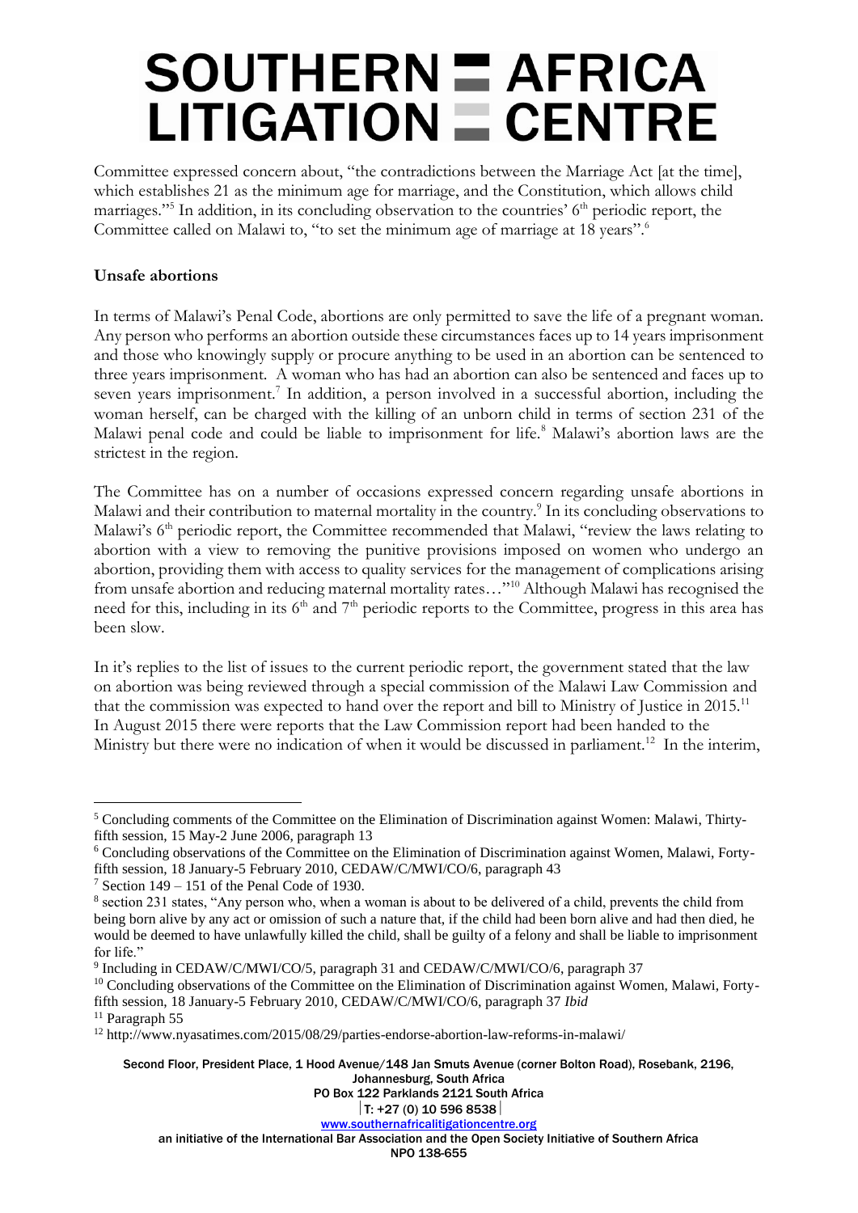Committee expressed concern about, "the contradictions between the Marriage Act [at the time], which establishes 21 as the minimum age for marriage, and the Constitution, which allows child marriages."[5] In addition, in its concluding observation to the countries' 6th periodic report, the Committee called on Malawi to, "to set the minimum age of marriage at 18 years".[6]

**Unsafe abortions**

In terms of Malawi's Penal Code, abortions are only permitted to save the life of a pregnant woman. Any person who performs an abortion outside these circumstances faces up to 14 years imprisonment and those who knowingly supply or procure anything to be used in an abortion can be sentenced to three years imprisonment. A woman who has had an abortion can also be sentenced and faces up to seven years imprisonment.[7] In addition, a person involved in a successful abortion, including the woman herself, can be charged with the killing of an unborn child in terms of section 231 of the Malawi penal code and could be liable to imprisonment for life.[8] Malawi's abortion laws are the strictest in the region.

The Committee has on a number of occasions expressed concern regarding unsafe abortions in Malawi and their contribution to maternal mortality in the country.[9] In its concluding observations to Malawi's 6th periodic report, the Committee recommended that Malawi, "review the laws relating to abortion with a view to removing the punitive provisions imposed on women who undergo an abortion, providing them with access to quality services for the management of complications arising from unsafe abortion and reducing maternal mortality rates…"[10] Although Malawi has recognised the need for this, including in its 6th and 7th periodic reports to the Committee, progress in this area has been slow.

In it's replies to the list of issues to the current periodic report, the government stated that the law on abortion was being reviewed through a special commission of the Malawi Law Commission and that the commission was expected to hand over the report and bill to Ministry of Justice in 2015.[11] In August 2015 there were reports that the Law Commission report had been handed to the Ministry but there were no indication of when it would be discussed in parliament.[12] In the interim,

---

[5] Concluding comments of the Committee on the Elimination of Discrimination against Women: Malawi, Thirty-fifth session, 15 May-2 June 2006, paragraph 13

[6] Concluding observations of the Committee on the Elimination of Discrimination against Women, Malawi, Forty-fifth session, 18 January-5 February 2010, CEDAW/C/MWI/CO/6, paragraph 43

[7] Section 149 – 151 of the Penal Code of 1930.

[8] section 231 states, "Any person who, when a woman is about to be delivered of a child, prevents the child from being born alive by any act or omission of such a nature that, if the child had been born alive and had then died, he would be deemed to have unlawfully killed the child, shall be guilty of a felony and shall be liable to imprisonment for life."

[9] Including in CEDAW/C/MWI/CO/5, paragraph 31 and CEDAW/C/MWI/CO/6, paragraph 37

[10] Concluding observations of the Committee on the Elimination of Discrimination against Women, Malawi, Forty-fifth session, 18 January-5 February 2010, CEDAW/C/MWI/CO/6, paragraph 37 *Ibid*

[11] Paragraph 55

[12] http://www.nyasatimes.com/2015/08/29/parties-endorse-abortion-law-reforms-in-malawi/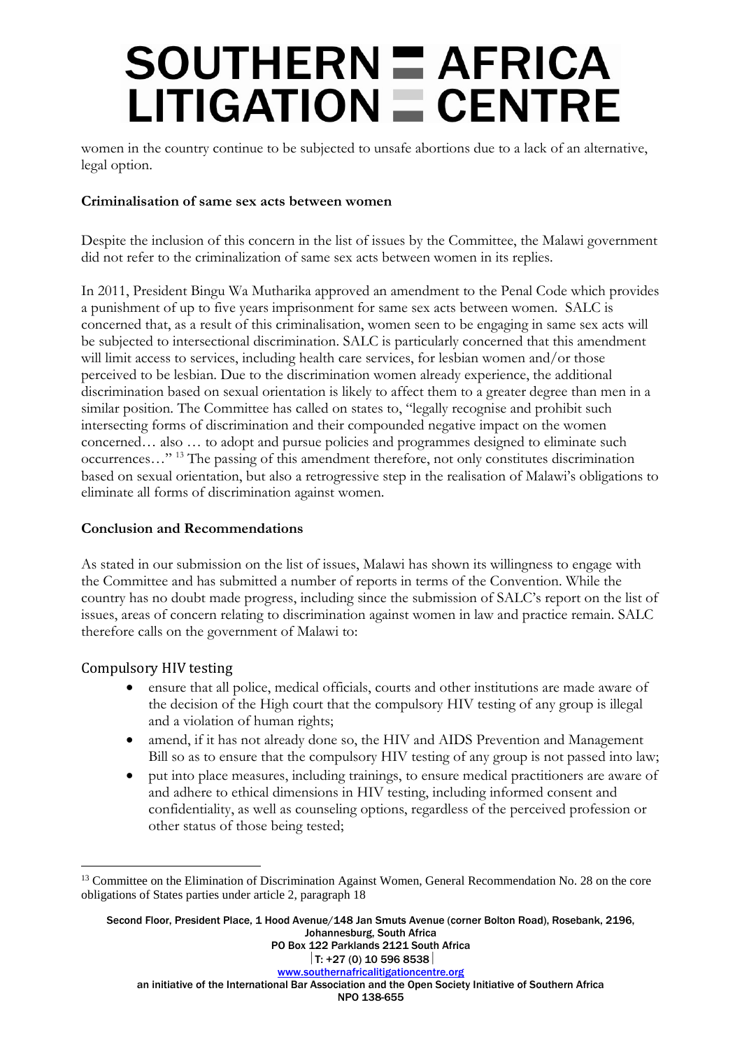women in the country continue to be subjected to unsafe abortions due to a lack of an alternative, legal option.

**Criminalisation of same sex acts between women**

Despite the inclusion of this concern in the list of issues by the Committee, the Malawi government did not refer to the criminalization of same sex acts between women in its replies.

In 2011, President Bingu Wa Mutharika approved an amendment to the Penal Code which provides a punishment of up to five years imprisonment for same sex acts between women. SALC is concerned that, as a result of this criminalisation, women seen to be engaging in same sex acts will be subjected to intersectional discrimination. SALC is particularly concerned that this amendment will limit access to services, including health care services, for lesbian women and/or those perceived to be lesbian. Due to the discrimination women already experience, the additional discrimination based on sexual orientation is likely to affect them to a greater degree than men in a similar position. The Committee has called on states to, "legally recognise and prohibit such intersecting forms of discrimination and their compounded negative impact on the women concerned… also … to adopt and pursue policies and programmes designed to eliminate such occurrences…" [13] The passing of this amendment therefore, not only constitutes discrimination based on sexual orientation, but also a retrogressive step in the realisation of Malawi's obligations to eliminate all forms of discrimination against women.

**Conclusion and Recommendations**

As stated in our submission on the list of issues, Malawi has shown its willingness to engage with the Committee and has submitted a number of reports in terms of the Convention. While the country has no doubt made progress, including since the submission of SALC's report on the list of issues, areas of concern relating to discrimination against women in law and practice remain. SALC therefore calls on the government of Malawi to:

### Compulsory HIV testing

- ensure that all police, medical officials, courts and other institutions are made aware of the decision of the High court that the compulsory HIV testing of any group is illegal and a violation of human rights;
- amend, if it has not already done so, the HIV and AIDS Prevention and Management Bill so as to ensure that the compulsory HIV testing of any group is not passed into law;
- put into place measures, including trainings, to ensure medical practitioners are aware of and adhere to ethical dimensions in HIV testing, including informed consent and confidentiality, as well as counseling options, regardless of the perceived profession or other status of those being tested;

[13] Committee on the Elimination of Discrimination Against Women, General Recommendation No. 28 on the core obligations of States parties under article 2, paragraph 18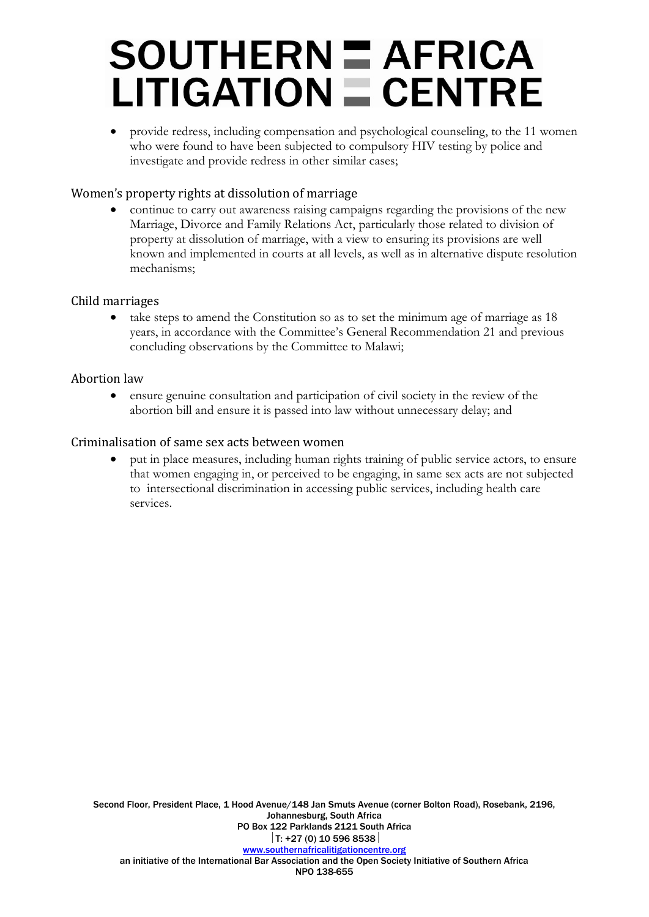- provide redress, including compensation and psychological counseling, to the 11 women who were found to have been subjected to compulsory HIV testing by police and investigate and provide redress in other similar cases;

### Women's property rights at dissolution of marriage

- continue to carry out awareness raising campaigns regarding the provisions of the new Marriage, Divorce and Family Relations Act, particularly those related to division of property at dissolution of marriage, with a view to ensuring its provisions are well known and implemented in courts at all levels, as well as in alternative dispute resolution mechanisms;

### Child marriages

- take steps to amend the Constitution so as to set the minimum age of marriage as 18 years, in accordance with the Committee's General Recommendation 21 and previous concluding observations by the Committee to Malawi;

### Abortion law

- ensure genuine consultation and participation of civil society in the review of the abortion bill and ensure it is passed into law without unnecessary delay; and

### Criminalisation of same sex acts between women

- put in place measures, including human rights training of public service actors, to ensure that women engaging in, or perceived to be engaging, in same sex acts are not subjected to intersectional discrimination in accessing public services, including health care services.